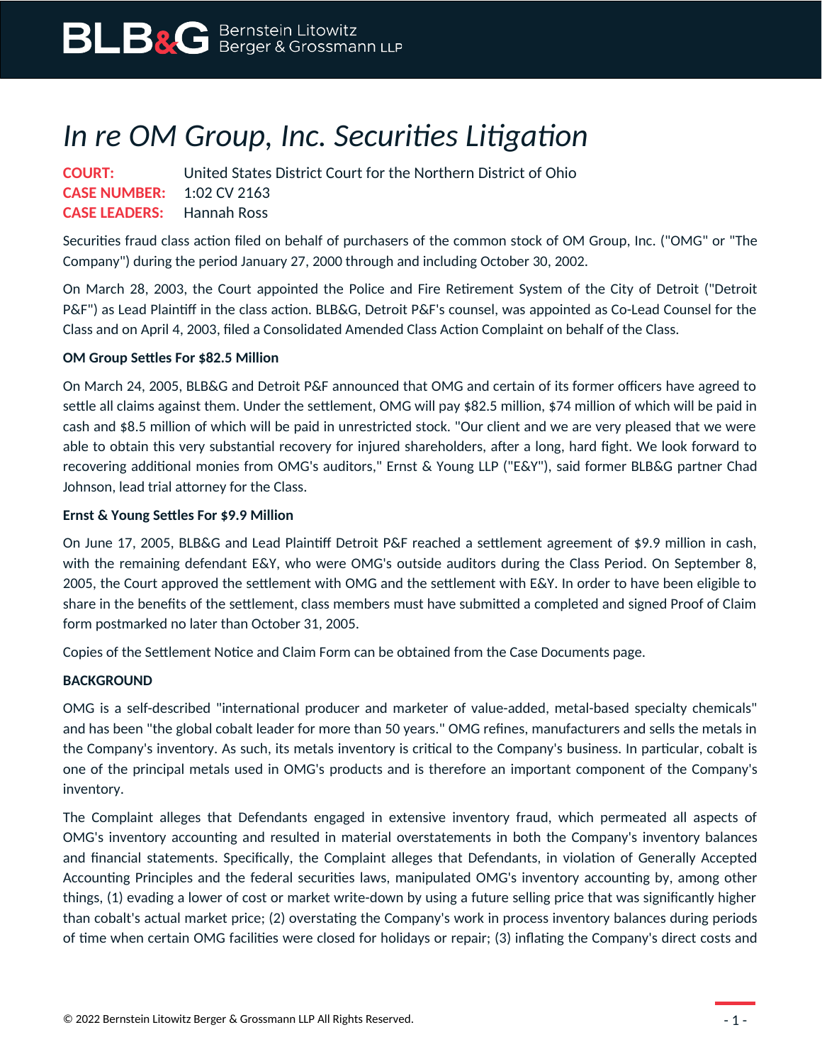# *In re OM Group, Inc. Securities Litigation*

**COURT:** United States District Court for the Northern District of Ohio
**CASE NUMBER:** 1:02 CV 2163
**CASE LEADERS:** Hannah Ross

Securities fraud class action filed on behalf of purchasers of the common stock of OM Group, Inc. ("OMG" or "The Company") during the period January 27, 2000 through and including October 30, 2002.

On March 28, 2003, the Court appointed the Police and Fire Retirement System of the City of Detroit ("Detroit P&F") as Lead Plaintiff in the class action. BLB&G, Detroit P&F's counsel, was appointed as Co-Lead Counsel for the Class and on April 4, 2003, filed a Consolidated Amended Class Action Complaint on behalf of the Class.

**OM Group Settles For $82.5 Million**

On March 24, 2005, BLB&G and Detroit P&F announced that OMG and certain of its former officers have agreed to settle all claims against them. Under the settlement, OMG will pay $82.5 million, $74 million of which will be paid in cash and $8.5 million of which will be paid in unrestricted stock. "Our client and we are very pleased that we were able to obtain this very substantial recovery for injured shareholders, after a long, hard fight. We look forward to recovering additional monies from OMG's auditors," Ernst & Young LLP ("E&Y"), said former BLB&G partner Chad Johnson, lead trial attorney for the Class.

**Ernst & Young Settles For $9.9 Million**

On June 17, 2005, BLB&G and Lead Plaintiff Detroit P&F reached a settlement agreement of $9.9 million in cash, with the remaining defendant E&Y, who were OMG's outside auditors during the Class Period. On September 8, 2005, the Court approved the settlement with OMG and the settlement with E&Y. In order to have been eligible to share in the benefits of the settlement, class members must have submitted a completed and signed Proof of Claim form postmarked no later than October 31, 2005.

Copies of the Settlement Notice and Claim Form can be obtained from the Case Documents page.

**BACKGROUND**

OMG is a self-described "international producer and marketer of value-added, metal-based specialty chemicals" and has been "the global cobalt leader for more than 50 years." OMG refines, manufacturers and sells the metals in the Company's inventory. As such, its metals inventory is critical to the Company's business. In particular, cobalt is one of the principal metals used in OMG's products and is therefore an important component of the Company's inventory.

The Complaint alleges that Defendants engaged in extensive inventory fraud, which permeated all aspects of OMG's inventory accounting and resulted in material overstatements in both the Company's inventory balances and financial statements. Specifically, the Complaint alleges that Defendants, in violation of Generally Accepted Accounting Principles and the federal securities laws, manipulated OMG's inventory accounting by, among other things, (1) evading a lower of cost or market write-down by using a future selling price that was significantly higher than cobalt's actual market price; (2) overstating the Company's work in process inventory balances during periods of time when certain OMG facilities were closed for holidays or repair; (3) inflating the Company's direct costs and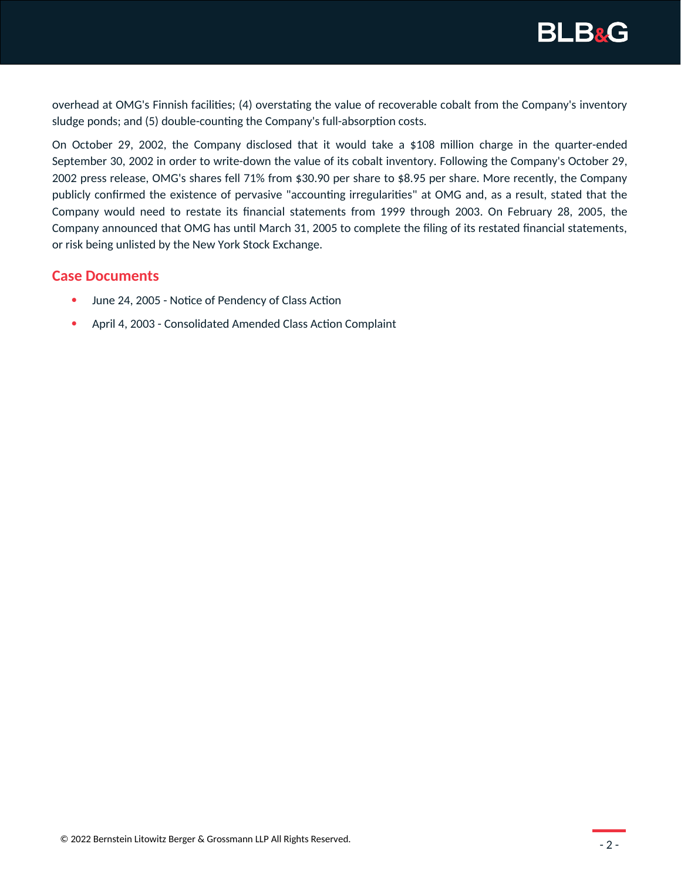overhead at OMG's Finnish facilities; (4) overstating the value of recoverable cobalt from the Company's inventory sludge ponds; and (5) double-counting the Company's full-absorption costs.

On October 29, 2002, the Company disclosed that it would take a $108 million charge in the quarter-ended September 30, 2002 in order to write-down the value of its cobalt inventory. Following the Company's October 29, 2002 press release, OMG's shares fell 71% from $30.90 per share to $8.95 per share. More recently, the Company publicly confirmed the existence of pervasive "accounting irregularities" at OMG and, as a result, stated that the Company would need to restate its financial statements from 1999 through 2003. On February 28, 2005, the Company announced that OMG has until March 31, 2005 to complete the filing of its restated financial statements, or risk being unlisted by the New York Stock Exchange.

## Case Documents

- June 24, 2005 - Notice of Pendency of Class Action
- April 4, 2003 - Consolidated Amended Class Action Complaint

© 2022 Bernstein Litowitz Berger & Grossmann LLP All Rights Reserved.